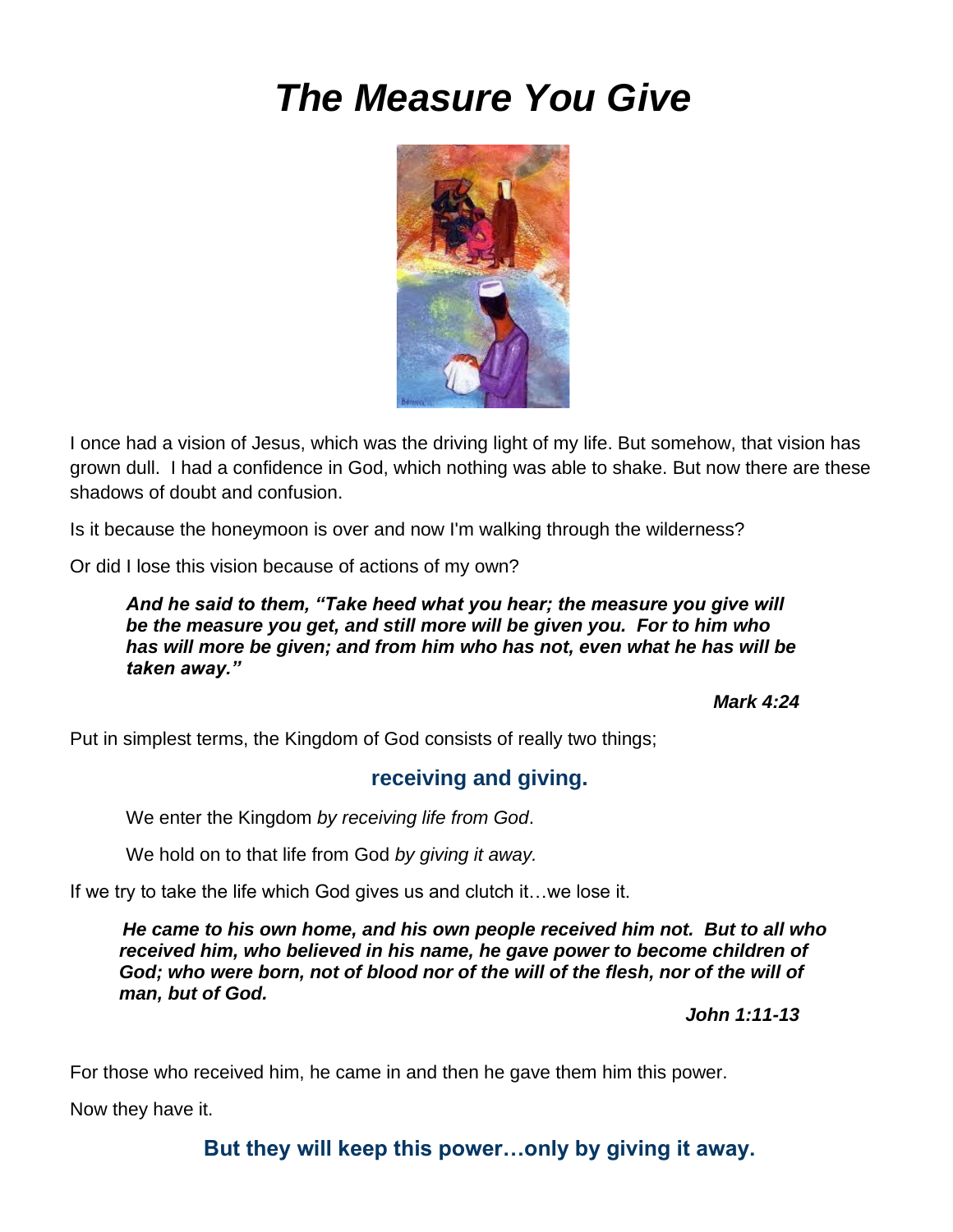# *The Measure You Give*

I once had a vision of Jesus, which was the driving light of my life. But somehow, that vision has grown dull. I had a confidence in God, which nothing was able to shake. But now there are these shadows of doubt and confusion.

Is it because the honeymoon is over and now I'm walking through the wilderness?

Or did I lose this vision because of actions of my own?

> ***And he said to them, "Take heed what you hear; the measure you give will be the measure you get, and still more will be given you. For to him who has will more be given; and from him who has not, even what he has will be taken away."***
>
> ***Mark 4:24***

Put in simplest terms, the Kingdom of God consists of really two things;

**receiving and giving.**

We enter the Kingdom *by receiving life from God*.

We hold on to that life from God *by giving it away.*

If we try to take the life which God gives us and clutch it…we lose it.

> ***He came to his own home, and his own people received him not. But to all who received him, who believed in his name, he gave power to become children of God; who were born, not of blood nor of the will of the flesh, nor of the will of man, but of God.***
>
> ***John 1:11-13***

For those who received him, he came in and then he gave them him this power.

Now they have it.

**But they will keep this power…only by giving it away.**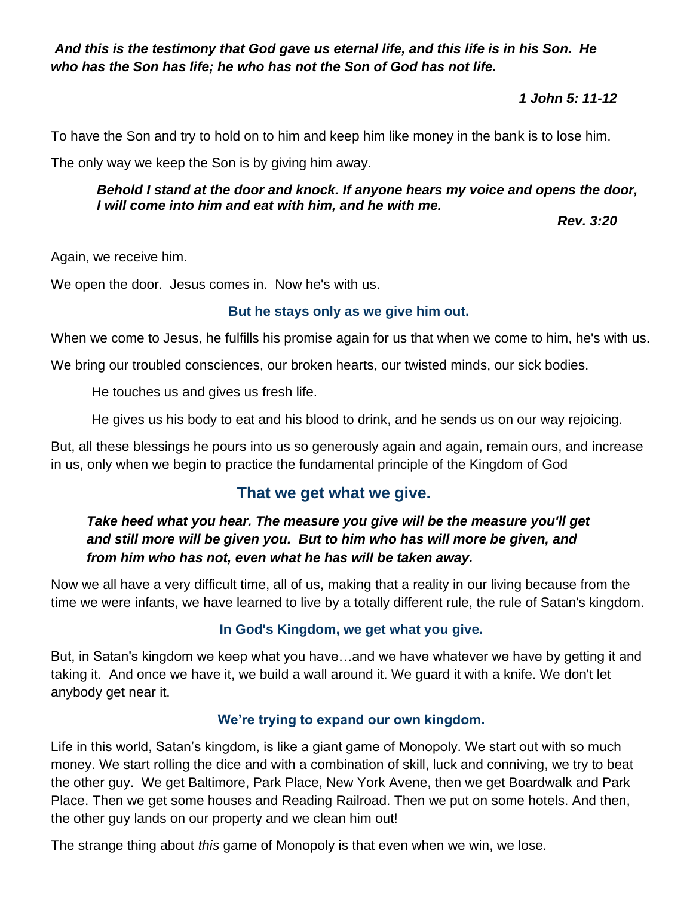***And this is the testimony that God gave us eternal life, and this life is in his Son. He who has the Son has life; he who has not the Son of God has not life.***

***1 John 5: 11-12***

To have the Son and try to hold on to him and keep him like money in the bank is to lose him.

The only way we keep the Son is by giving him away.

> ***Behold I stand at the door and knock. If anyone hears my voice and opens the door, I will come into him and eat with him, and he with me.***
>
> ***Rev. 3:20***

Again, we receive him.

We open the door. Jesus comes in. Now he's with us.

**But he stays only as we give him out.**

When we come to Jesus, he fulfills his promise again for us that when we come to him, he's with us.

We bring our troubled consciences, our broken hearts, our twisted minds, our sick bodies.

He touches us and gives us fresh life.

He gives us his body to eat and his blood to drink, and he sends us on our way rejoicing.

But, all these blessings he pours into us so generously again and again, remain ours, and increase in us, only when we begin to practice the fundamental principle of the Kingdom of God

## That we get what we give.

> ***Take heed what you hear. The measure you give will be the measure you'll get and still more will be given you. But to him who has will more be given, and from him who has not, even what he has will be taken away.***

Now we all have a very difficult time, all of us, making that a reality in our living because from the time we were infants, we have learned to live by a totally different rule, the rule of Satan's kingdom.

**In God's Kingdom, we get what you give.**

But, in Satan's kingdom we keep what you have…and we have whatever we have by getting it and taking it. And once we have it, we build a wall around it. We guard it with a knife. We don't let anybody get near it.

**We're trying to expand our own kingdom.**

Life in this world, Satan's kingdom, is like a giant game of Monopoly. We start out with so much money. We start rolling the dice and with a combination of skill, luck and conniving, we try to beat the other guy. We get Baltimore, Park Place, New York Avene, then we get Boardwalk and Park Place. Then we get some houses and Reading Railroad. Then we put on some hotels. And then, the other guy lands on our property and we clean him out!

The strange thing about *this* game of Monopoly is that even when we win, we lose.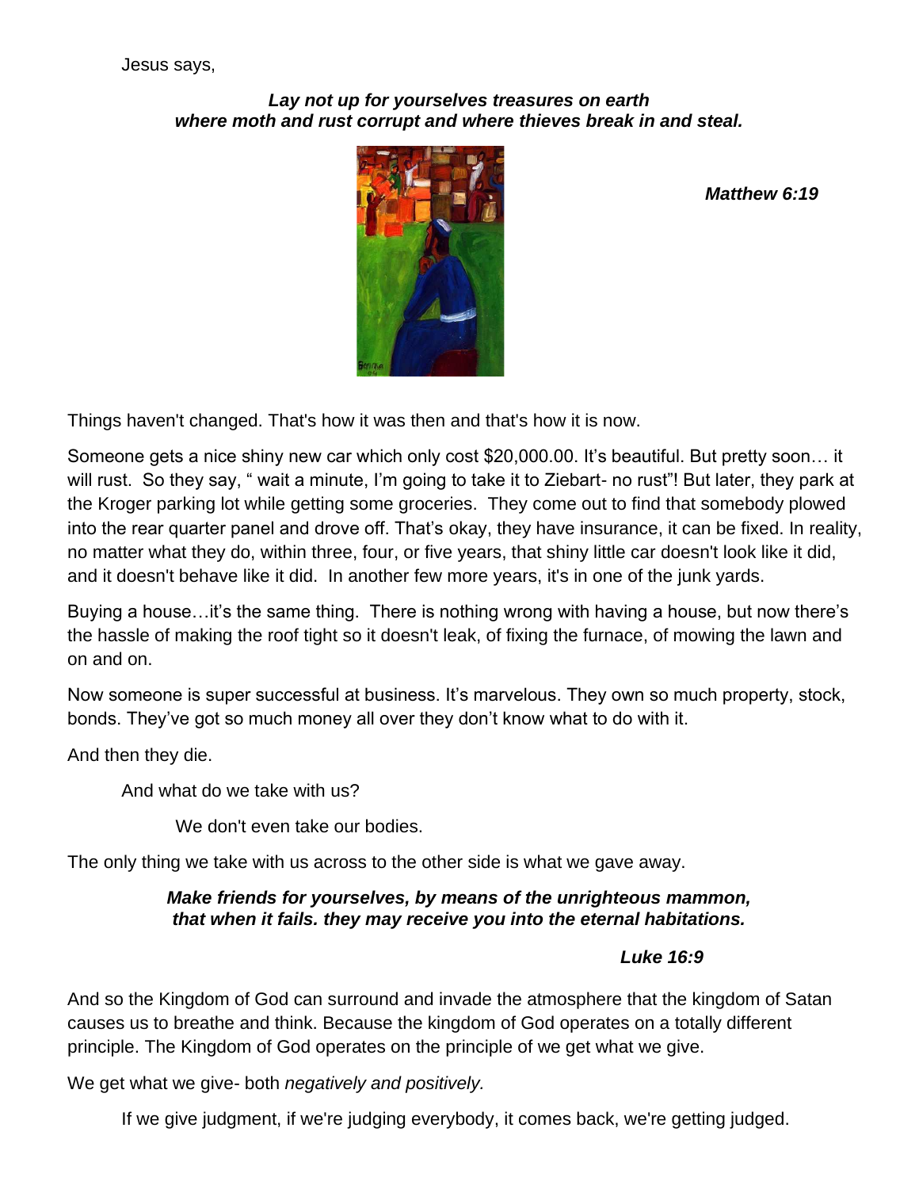Jesus says,

***Lay not up for yourselves treasures on earth***
***where moth and rust corrupt and where thieves break in and steal.***

***Matthew 6:19***

Things haven't changed. That's how it was then and that's how it is now.

Someone gets a nice shiny new car which only cost $20,000.00. It's beautiful. But pretty soon… it will rust. So they say, " wait a minute, I'm going to take it to Ziebart- no rust"! But later, they park at the Kroger parking lot while getting some groceries. They come out to find that somebody plowed into the rear quarter panel and drove off. That's okay, they have insurance, it can be fixed. In reality, no matter what they do, within three, four, or five years, that shiny little car doesn't look like it did, and it doesn't behave like it did. In another few more years, it's in one of the junk yards.

Buying a house…it's the same thing. There is nothing wrong with having a house, but now there's the hassle of making the roof tight so it doesn't leak, of fixing the furnace, of mowing the lawn and on and on.

Now someone is super successful at business. It's marvelous. They own so much property, stock, bonds. They've got so much money all over they don't know what to do with it.

And then they die.

And what do we take with us?

We don't even take our bodies.

The only thing we take with us across to the other side is what we gave away.

***Make friends for yourselves, by means of the unrighteous mammon,***
***that when it fails. they may receive you into the eternal habitations.***

***Luke 16:9***

And so the Kingdom of God can surround and invade the atmosphere that the kingdom of Satan causes us to breathe and think. Because the kingdom of God operates on a totally different principle. The Kingdom of God operates on the principle of we get what we give.

We get what we give- both *negatively and positively.*

If we give judgment, if we're judging everybody, it comes back, we're getting judged.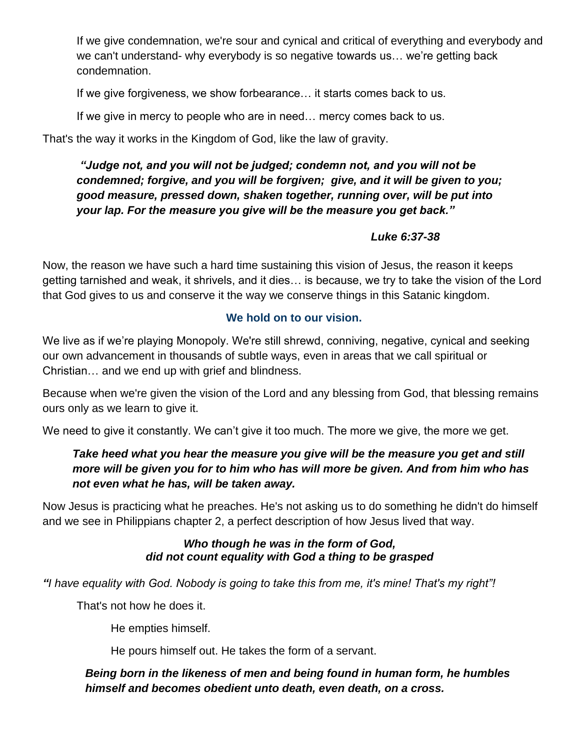If we give condemnation, we're sour and cynical and critical of everything and everybody and we can't understand- why everybody is so negative towards us… we're getting back condemnation.

If we give forgiveness, we show forbearance… it starts comes back to us.

If we give in mercy to people who are in need… mercy comes back to us.

That's the way it works in the Kingdom of God, like the law of gravity.

> ***"Judge not, and you will not be judged; condemn not, and you will not be condemned; forgive, and you will be forgiven; give, and it will be given to you; good measure, pressed down, shaken together, running over, will be put into your lap. For the measure you give will be the measure you get back."***
>
> ***Luke 6:37-38***

Now, the reason we have such a hard time sustaining this vision of Jesus, the reason it keeps getting tarnished and weak, it shrivels, and it dies… is because, we try to take the vision of the Lord that God gives to us and conserve it the way we conserve things in this Satanic kingdom.

**We hold on to our vision.**

We live as if we're playing Monopoly. We're still shrewd, conniving, negative, cynical and seeking our own advancement in thousands of subtle ways, even in areas that we call spiritual or Christian… and we end up with grief and blindness.

Because when we're given the vision of the Lord and any blessing from God, that blessing remains ours only as we learn to give it.

We need to give it constantly. We can't give it too much. The more we give, the more we get.

> ***Take heed what you hear the measure you give will be the measure you get and still more will be given you for to him who has will more be given. And from him who has not even what he has, will be taken away.***

Now Jesus is practicing what he preaches. He's not asking us to do something he didn't do himself and we see in Philippians chapter 2, a perfect description of how Jesus lived that way.

> ***Who though he was in the form of God,***
> ***did not count equality with God a thing to be grasped***

*"I have equality with God. Nobody is going to take this from me, it's mine! That's my right"!*

That's not how he does it.

He empties himself.

He pours himself out. He takes the form of a servant.

> ***Being born in the likeness of men and being found in human form, he humbles himself and becomes obedient unto death, even death, on a cross.***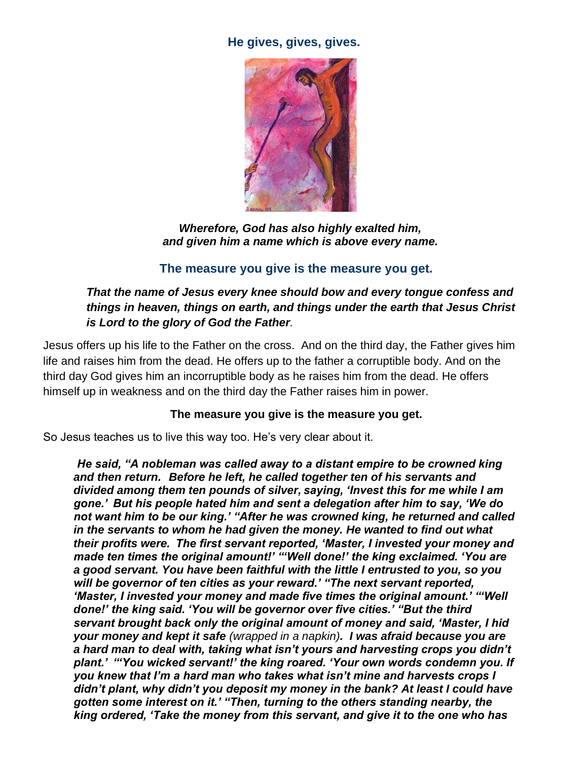## He gives, gives, gives.

***Wherefore, God has also highly exalted him,***
***and given him a name which is above every name.***

## The measure you give is the measure you get.

> ***That the name of Jesus every knee should bow and every tongue confess and things in heaven, things on earth, and things under the earth that Jesus Christ is Lord to the glory of God the Father*.**

Jesus offers up his life to the Father on the cross. And on the third day, the Father gives him life and raises him from the dead. He offers up to the father a corruptible body. And on the third day God gives him an incorruptible body as he raises him from the dead. He offers himself up in weakness and on the third day the Father raises him in power.

**The measure you give is the measure you get.**

So Jesus teaches us to live this way too. He's very clear about it.

> ***He said, "A nobleman was called away to a distant empire to be crowned king and then return. Before he left, he called together ten of his servants and divided among them ten pounds of silver, saying, 'Invest this for me while I am gone.' But his people hated him and sent a delegation after him to say, 'We do not want him to be our king.' "After he was crowned king, he returned and called in the servants to whom he had given the money. He wanted to find out what their profits were. The first servant reported, 'Master, I invested your money and made ten times the original amount!' "'Well done!' the king exclaimed. 'You are a good servant. You have been faithful with the little I entrusted to you, so you will be governor of ten cities as your reward.' "The next servant reported, 'Master, I invested your money and made five times the original amount.' "'Well done!' the king said. 'You will be governor over five cities.' "But the third servant brought back only the original amount of money and said, 'Master, I hid your money and kept it safe*** *(wrapped in a napkin)*. ***I was afraid because you are a hard man to deal with, taking what isn't yours and harvesting crops you didn't plant.' "'You wicked servant!' the king roared. 'Your own words condemn you. If you knew that I'm a hard man who takes what isn't mine and harvests crops I didn't plant, why didn't you deposit my money in the bank? At least I could have gotten some interest on it.' "Then, turning to the others standing nearby, the king ordered, 'Take the money from this servant, and give it to the one who has***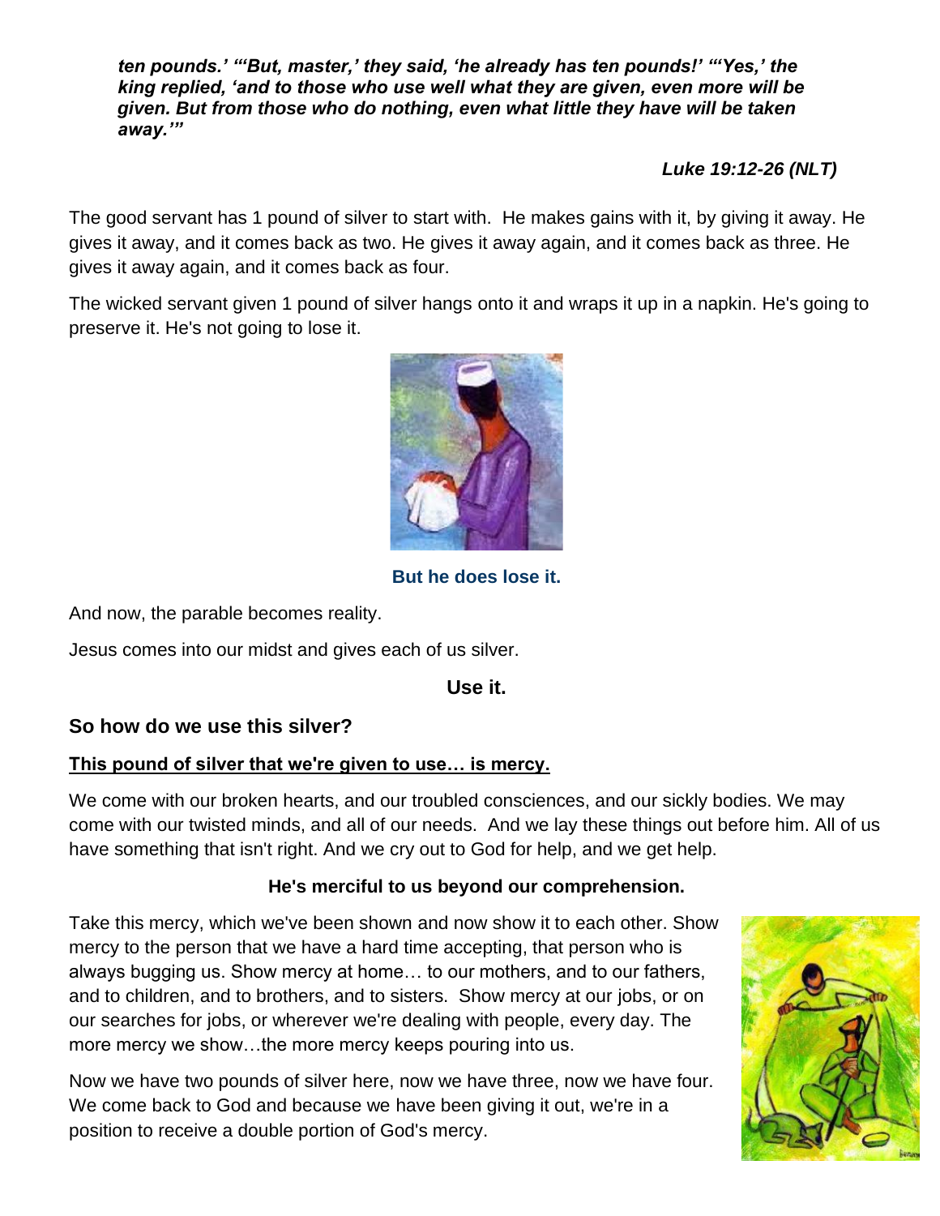***ten pounds.' "'But, master,' they said, 'he already has ten pounds!' "'Yes,' the king replied, 'and to those who use well what they are given, even more will be given. But from those who do nothing, even what little they have will be taken away.'"***

***Luke 19:12-26 (NLT)***

The good servant has 1 pound of silver to start with. He makes gains with it, by giving it away. He gives it away, and it comes back as two. He gives it away again, and it comes back as three. He gives it away again, and it comes back as four.

The wicked servant given 1 pound of silver hangs onto it and wraps it up in a napkin. He's going to preserve it. He's not going to lose it.

**But he does lose it.**

And now, the parable becomes reality.

Jesus comes into our midst and gives each of us silver.

**Use it.**

### So how do we use this silver?

**This pound of silver that we're given to use… is mercy.**

We come with our broken hearts, and our troubled consciences, and our sickly bodies. We may come with our twisted minds, and all of our needs. And we lay these things out before him. All of us have something that isn't right. And we cry out to God for help, and we get help.

**He's merciful to us beyond our comprehension.**

Take this mercy, which we've been shown and now show it to each other. Show mercy to the person that we have a hard time accepting, that person who is always bugging us. Show mercy at home… to our mothers, and to our fathers, and to children, and to brothers, and to sisters. Show mercy at our jobs, or on our searches for jobs, or wherever we're dealing with people, every day. The more mercy we show…the more mercy keeps pouring into us.

Now we have two pounds of silver here, now we have three, now we have four. We come back to God and because we have been giving it out, we're in a position to receive a double portion of God's mercy.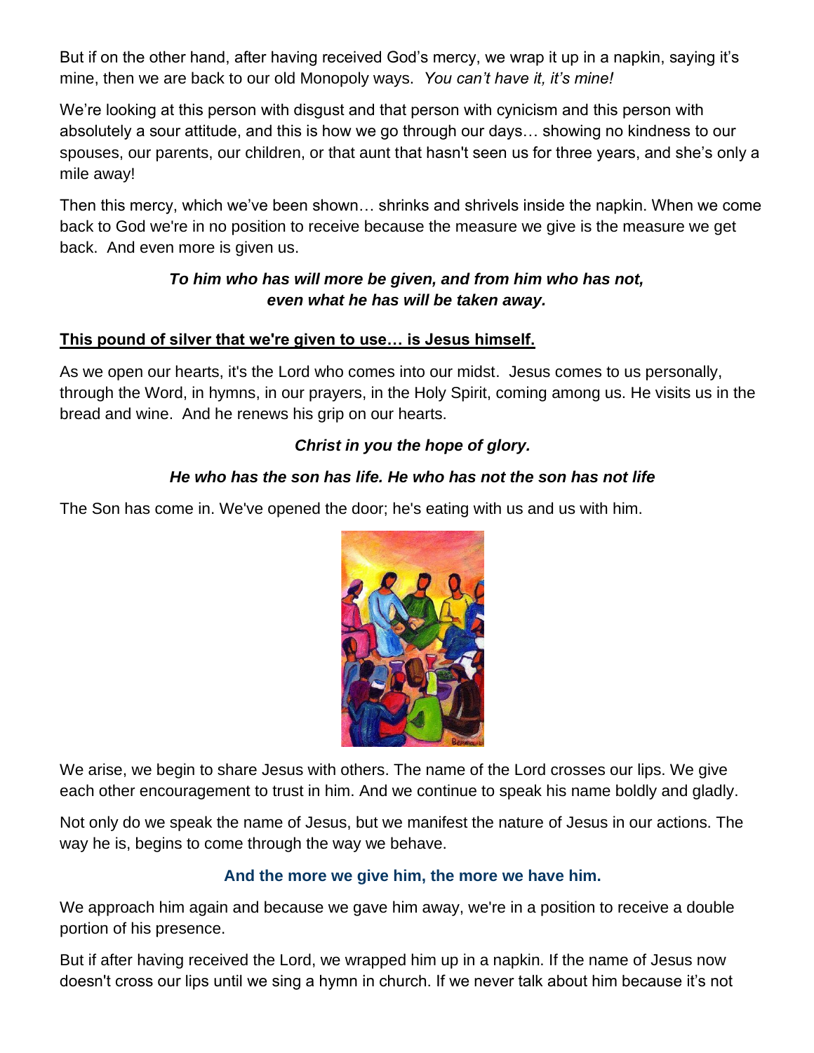But if on the other hand, after having received God's mercy, we wrap it up in a napkin, saying it's mine, then we are back to our old Monopoly ways. *You can't have it, it's mine!*

We're looking at this person with disgust and that person with cynicism and this person with absolutely a sour attitude, and this is how we go through our days… showing no kindness to our spouses, our parents, our children, or that aunt that hasn't seen us for three years, and she's only a mile away!

Then this mercy, which we've been shown… shrinks and shrivels inside the napkin. When we come back to God we're in no position to receive because the measure we give is the measure we get back. And even more is given us.

***To him who has will more be given, and from him who has not, even what he has will be taken away.***

**<u>This pound of silver that we're given to use… is Jesus himself.</u>**

As we open our hearts, it's the Lord who comes into our midst. Jesus comes to us personally, through the Word, in hymns, in our prayers, in the Holy Spirit, coming among us. He visits us in the bread and wine. And he renews his grip on our hearts.

***Christ in you the hope of glory.***

***He who has the son has life. He who has not the son has not life***

The Son has come in. We've opened the door; he's eating with us and us with him.

We arise, we begin to share Jesus with others. The name of the Lord crosses our lips. We give each other encouragement to trust in him. And we continue to speak his name boldly and gladly.

Not only do we speak the name of Jesus, but we manifest the nature of Jesus in our actions. The way he is, begins to come through the way we behave.

**And the more we give him, the more we have him.**

We approach him again and because we gave him away, we're in a position to receive a double portion of his presence.

But if after having received the Lord, we wrapped him up in a napkin. If the name of Jesus now doesn't cross our lips until we sing a hymn in church. If we never talk about him because it's not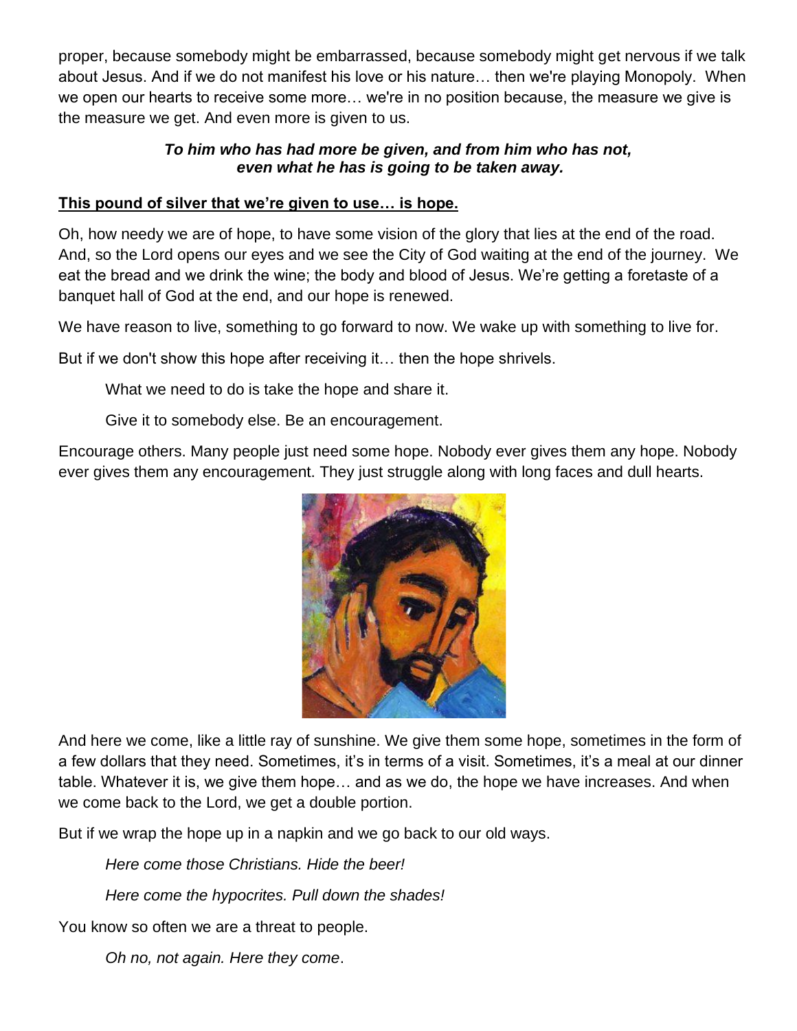proper, because somebody might be embarrassed, because somebody might get nervous if we talk about Jesus. And if we do not manifest his love or his nature… then we're playing Monopoly. When we open our hearts to receive some more… we're in no position because, the measure we give is the measure we get. And even more is given to us.

***To him who has had more be given, and from him who has not,***
***even what he has is going to be taken away.***

**This pound of silver that we're given to use… is hope.**

Oh, how needy we are of hope, to have some vision of the glory that lies at the end of the road. And, so the Lord opens our eyes and we see the City of God waiting at the end of the journey. We eat the bread and we drink the wine; the body and blood of Jesus. We're getting a foretaste of a banquet hall of God at the end, and our hope is renewed.

We have reason to live, something to go forward to now. We wake up with something to live for.

But if we don't show this hope after receiving it… then the hope shrivels.

> What we need to do is take the hope and share it.
>
> Give it to somebody else. Be an encouragement.

Encourage others. Many people just need some hope. Nobody ever gives them any hope. Nobody ever gives them any encouragement. They just struggle along with long faces and dull hearts.

And here we come, like a little ray of sunshine. We give them some hope, sometimes in the form of a few dollars that they need. Sometimes, it's in terms of a visit. Sometimes, it's a meal at our dinner table. Whatever it is, we give them hope… and as we do, the hope we have increases. And when we come back to the Lord, we get a double portion.

But if we wrap the hope up in a napkin and we go back to our old ways.

> *Here come those Christians. Hide the beer!*
>
> *Here come the hypocrites. Pull down the shades!*

You know so often we are a threat to people.

> *Oh no, not again. Here they come*.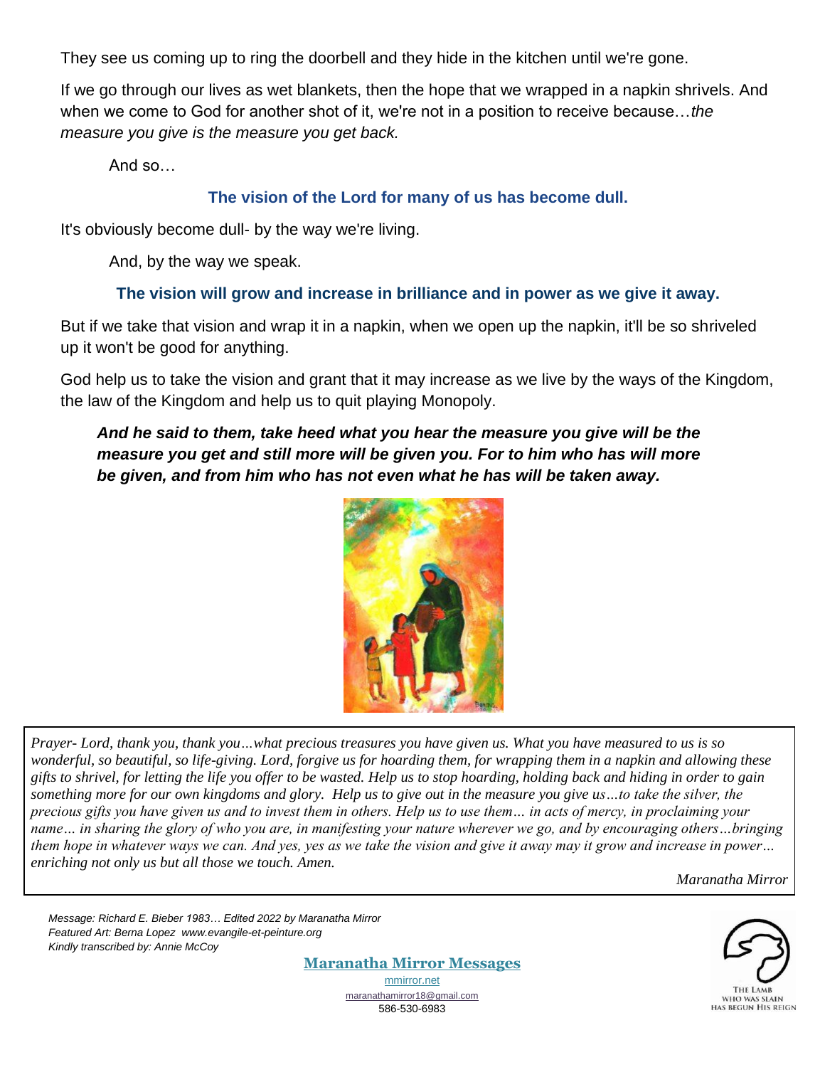They see us coming up to ring the doorbell and they hide in the kitchen until we're gone.

If we go through our lives as wet blankets, then the hope that we wrapped in a napkin shrivels. And when we come to God for another shot of it, we're not in a position to receive because…*the measure you give is the measure you get back.*

And so…

**The vision of the Lord for many of us has become dull.**

It's obviously become dull- by the way we're living.

And, by the way we speak.

**The vision will grow and increase in brilliance and in power as we give it away.**

But if we take that vision and wrap it in a napkin, when we open up the napkin, it'll be so shriveled up it won't be good for anything.

God help us to take the vision and grant that it may increase as we live by the ways of the Kingdom, the law of the Kingdom and help us to quit playing Monopoly.

***And he said to them, take heed what you hear the measure you give will be the measure you get and still more will be given you. For to him who has will more be given, and from him who has not even what he has will be taken away.***

*Prayer- Lord, thank you, thank you…what precious treasures you have given us. What you have measured to us is so wonderful, so beautiful, so life-giving. Lord, forgive us for hoarding them, for wrapping them in a napkin and allowing these gifts to shrivel, for letting the life you offer to be wasted. Help us to stop hoarding, holding back and hiding in order to gain something more for our own kingdoms and glory. Help us to give out in the measure you give us…to take the silver, the precious gifts you have given us and to invest them in others. Help us to use them… in acts of mercy, in proclaiming your name… in sharing the glory of who you are, in manifesting your nature wherever we go, and by encouraging others…bringing them hope in whatever ways we can. And yes, yes as we take the vision and give it away may it grow and increase in power…enriching not only us but all those we touch. Amen.*

*Maranatha Mirror*

*Message: Richard E. Bieber 1983… Edited 2022 by Maranatha Mirror*
*Featured Art: Berna Lopez www.evangile-et-peinture.org*
*Kindly transcribed by: Annie McCoy*

**Maranatha Mirror Messages**

mmirror.net

maranathamirror18@gmail.com

586-530-6983

THE LAMB WHO WAS SLAIN HAS BEGUN HIS REIGN